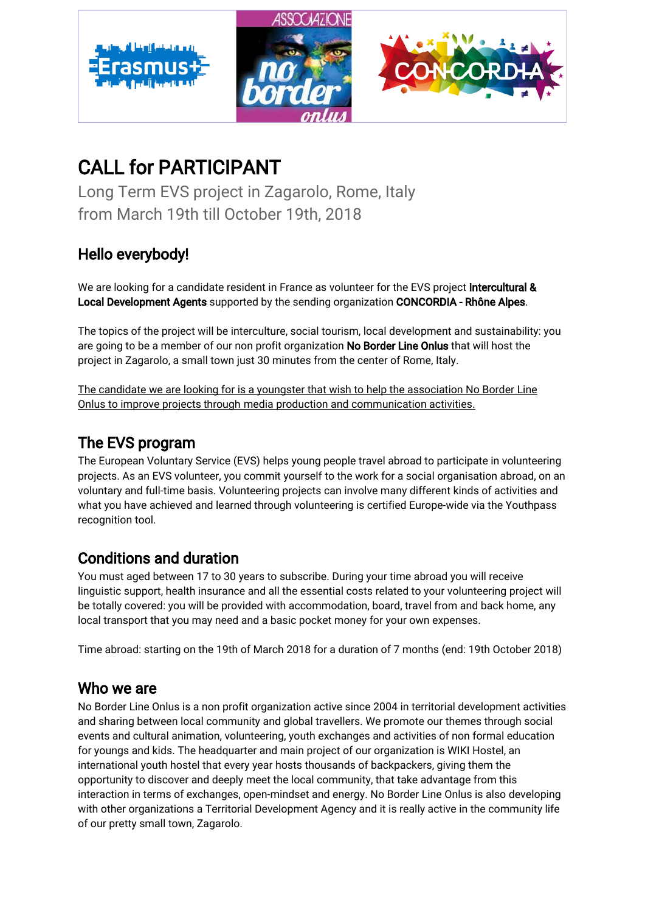# CALL for PARTICIPANT

Long Term EVS project in Zagarolo, Rome, Italy
from March 19th till October 19th, 2018

## Hello everybody!

We are looking for a candidate resident in France as volunteer for the EVS project **Intercultural & Local Development Agents** supported by the sending organization **CONCORDIA - Rhône Alpes**.

The topics of the project will be interculture, social tourism, local development and sustainability: you are going to be a member of our non profit organization **No Border Line Onlus** that will host the project in Zagarolo, a small town just 30 minutes from the center of Rome, Italy.

<u>The candidate we are looking for is a youngster that wish to help the association No Border Line Onlus to improve projects through media production and communication activities.</u>

## The EVS program

The European Voluntary Service (EVS) helps young people travel abroad to participate in volunteering projects. As an EVS volunteer, you commit yourself to the work for a social organisation abroad, on an voluntary and full-time basis. Volunteering projects can involve many different kinds of activities and what you have achieved and learned through volunteering is certified Europe-wide via the Youthpass recognition tool.

## Conditions and duration

You must aged between 17 to 30 years to subscribe. During your time abroad you will receive linguistic support, health insurance and all the essential costs related to your volunteering project will be totally covered: you will be provided with accommodation, board, travel from and back home, any local transport that you may need and a basic pocket money for your own expenses.

Time abroad: starting on the 19th of March 2018 for a duration of 7 months (end: 19th October 2018)

## Who we are

No Border Line Onlus is a non profit organization active since 2004 in territorial development activities and sharing between local community and global travellers. We promote our themes through social events and cultural animation, volunteering, youth exchanges and activities of non formal education for youngs and kids. The headquarter and main project of our organization is WIKI Hostel, an international youth hostel that every year hosts thousands of backpackers, giving them the opportunity to discover and deeply meet the local community, that take advantage from this interaction in terms of exchanges, open-mindset and energy. No Border Line Onlus is also developing with other organizations a Territorial Development Agency and it is really active in the community life of our pretty small town, Zagarolo.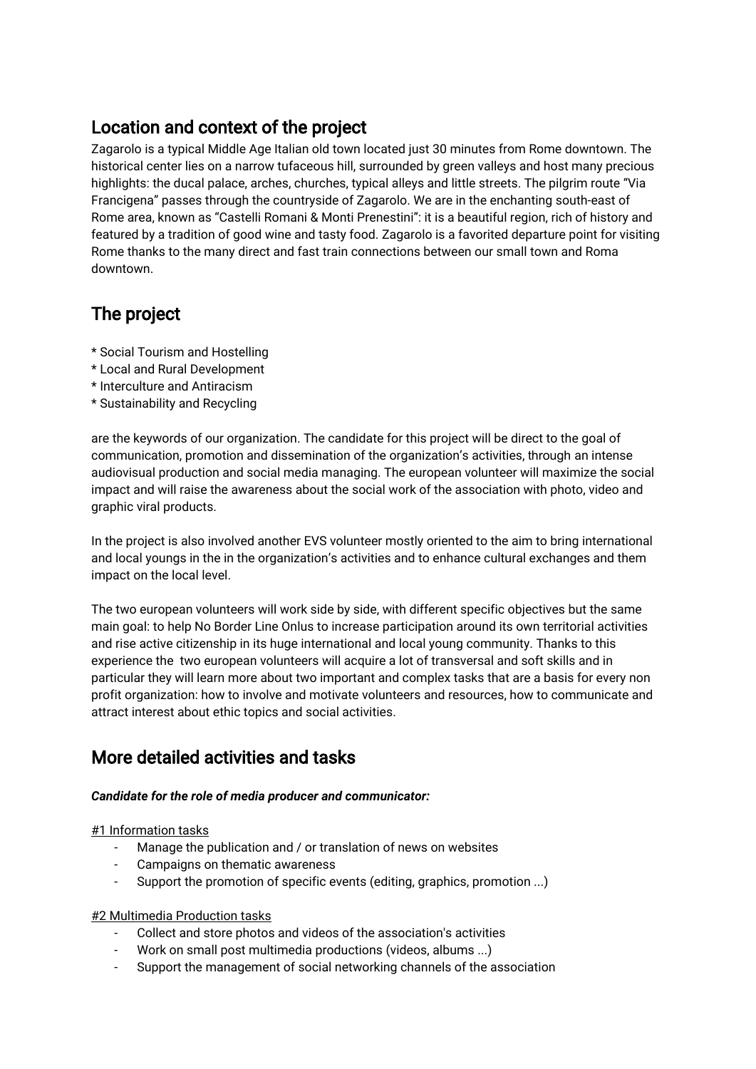## Location and context of the project

Zagarolo is a typical Middle Age Italian old town located just 30 minutes from Rome downtown. The historical center lies on a narrow tufaceous hill, surrounded by green valleys and host many precious highlights: the ducal palace, arches, churches, typical alleys and little streets. The pilgrim route "Via Francigena" passes through the countryside of Zagarolo. We are in the enchanting south-east of Rome area, known as "Castelli Romani & Monti Prenestini": it is a beautiful region, rich of history and featured by a tradition of good wine and tasty food. Zagarolo is a favorited departure point for visiting Rome thanks to the many direct and fast train connections between our small town and Roma downtown.

## The project

* Social Tourism and Hostelling
* Local and Rural Development
* Interculture and Antiracism
* Sustainability and Recycling

are the keywords of our organization. The candidate for this project will be direct to the goal of communication, promotion and dissemination of the organization's activities, through an intense audiovisual production and social media managing. The european volunteer will maximize the social impact and will raise the awareness about the social work of the association with photo, video and graphic viral products.

In the project is also involved another EVS volunteer mostly oriented to the aim to bring international and local youngs in the in the organization's activities and to enhance cultural exchanges and them impact on the local level.

The two european volunteers will work side by side, with different specific objectives but the same main goal: to help No Border Line Onlus to increase participation around its own territorial activities and rise active citizenship in its huge international and local young community. Thanks to this experience the two european volunteers will acquire a lot of transversal and soft skills and in particular they will learn more about two important and complex tasks that are a basis for every non profit organization: how to involve and motivate volunteers and resources, how to communicate and attract interest about ethic topics and social activities.

## More detailed activities and tasks

***Candidate for the role of media producer and communicator:***

#1 Information tasks

- Manage the publication and / or translation of news on websites
- Campaigns on thematic awareness
- Support the promotion of specific events (editing, graphics, promotion ...)

#2 Multimedia Production tasks

- Collect and store photos and videos of the association's activities
- Work on small post multimedia productions (videos, albums ...)
- Support the management of social networking channels of the association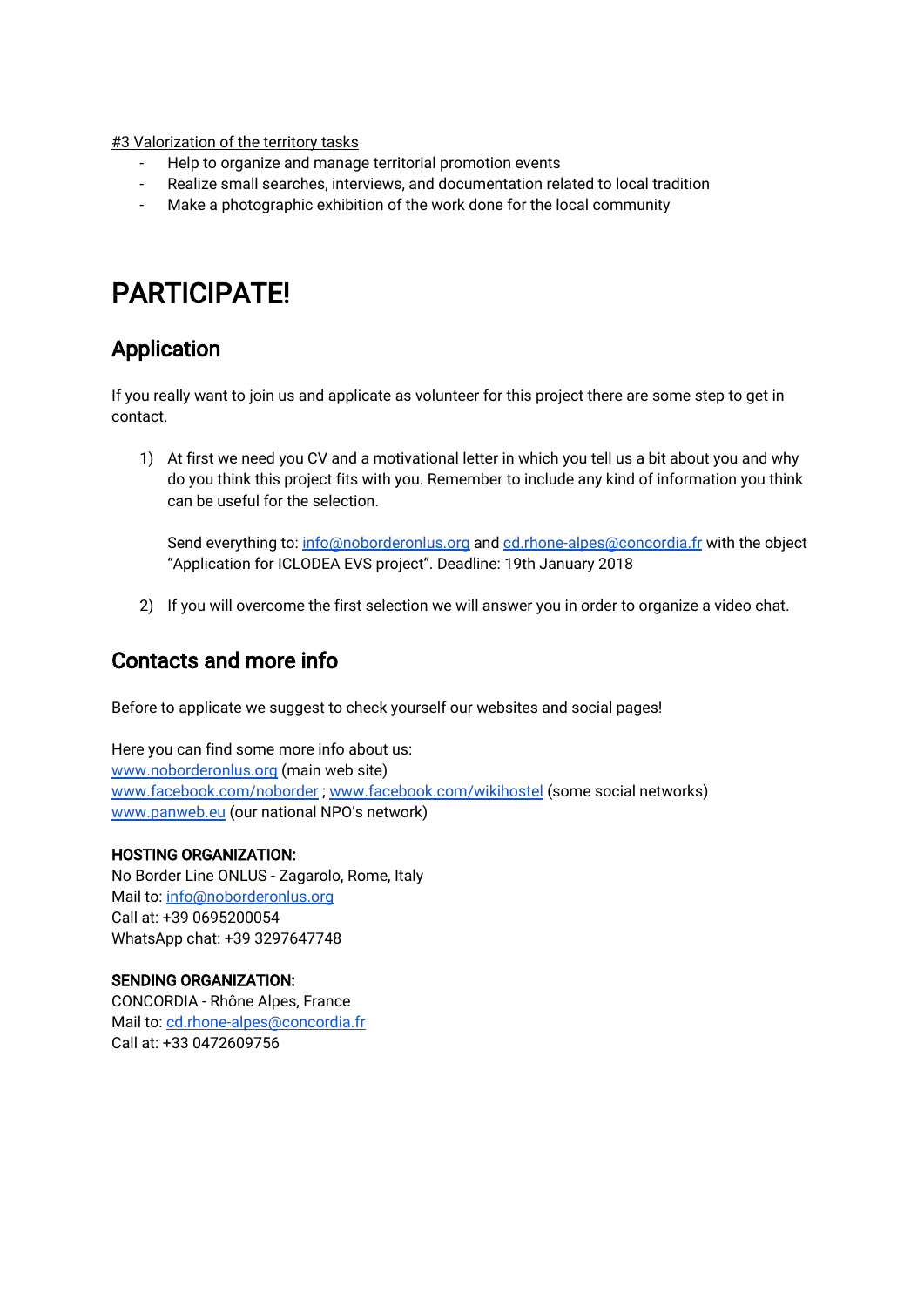#3 Valorization of the territory tasks

- Help to organize and manage territorial promotion events
- Realize small searches, interviews, and documentation related to local tradition
- Make a photographic exhibition of the work done for the local community

# PARTICIPATE!

## Application

If you really want to join us and applicate as volunteer for this project there are some step to get in contact.

1) At first we need you CV and a motivational letter in which you tell us a bit about you and why do you think this project fits with you. Remember to include any kind of information you think can be useful for the selection.

   Send everything to: info@noborderonlus.org and cd.rhone-alpes@concordia.fr with the object "Application for ICLODEA EVS project". Deadline: 19th January 2018

2) If you will overcome the first selection we will answer you in order to organize a video chat.

## Contacts and more info

Before to applicate we suggest to check yourself our websites and social pages!

Here you can find some more info about us:
www.noborderonlus.org (main web site)
www.facebook.com/noborder ; www.facebook.com/wikihostel (some social networks)
www.panweb.eu (our national NPO's network)

**HOSTING ORGANIZATION:**
No Border Line ONLUS - Zagarolo, Rome, Italy
Mail to: info@noborderonlus.org
Call at: +39 0695200054
WhatsApp chat: +39 3297647748

**SENDING ORGANIZATION:**
CONCORDIA - Rhône Alpes, France
Mail to: cd.rhone-alpes@concordia.fr
Call at: +33 0472609756